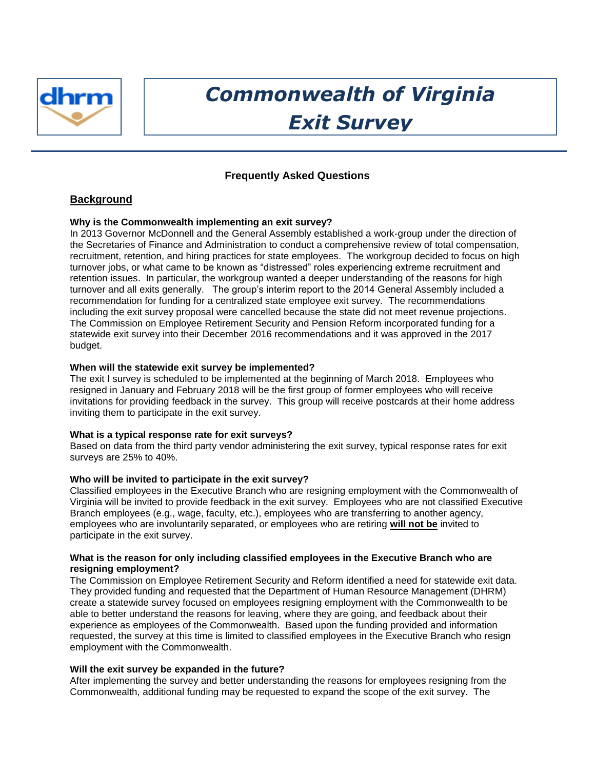dhrm

# Commonwealth of Virginia Exit Survey

## Frequently Asked Questions

### Background

**Why is the Commonwealth implementing an exit survey?**

In 2013 Governor McDonnell and the General Assembly established a work-group under the direction of the Secretaries of Finance and Administration to conduct a comprehensive review of total compensation, recruitment, retention, and hiring practices for state employees. The workgroup decided to focus on high turnover jobs, or what came to be known as "distressed" roles experiencing extreme recruitment and retention issues. In particular, the workgroup wanted a deeper understanding of the reasons for high turnover and all exits generally. The group's interim report to the 2014 General Assembly included a recommendation for funding for a centralized state employee exit survey. The recommendations including the exit survey proposal were cancelled because the state did not meet revenue projections. The Commission on Employee Retirement Security and Pension Reform incorporated funding for a statewide exit survey into their December 2016 recommendations and it was approved in the 2017 budget.

**When will the statewide exit survey be implemented?**

The exit I survey is scheduled to be implemented at the beginning of March 2018. Employees who resigned in January and February 2018 will be the first group of former employees who will receive invitations for providing feedback in the survey. This group will receive postcards at their home address inviting them to participate in the exit survey.

**What is a typical response rate for exit surveys?**

Based on data from the third party vendor administering the exit survey, typical response rates for exit surveys are 25% to 40%.

**Who will be invited to participate in the exit survey?**

Classified employees in the Executive Branch who are resigning employment with the Commonwealth of Virginia will be invited to provide feedback in the exit survey. Employees who are not classified Executive Branch employees (e.g., wage, faculty, etc.), employees who are transferring to another agency, employees who are involuntarily separated, or employees who are retiring **will not be** invited to participate in the exit survey.

**What is the reason for only including classified employees in the Executive Branch who are resigning employment?**

The Commission on Employee Retirement Security and Reform identified a need for statewide exit data. They provided funding and requested that the Department of Human Resource Management (DHRM) create a statewide survey focused on employees resigning employment with the Commonwealth to be able to better understand the reasons for leaving, where they are going, and feedback about their experience as employees of the Commonwealth. Based upon the funding provided and information requested, the survey at this time is limited to classified employees in the Executive Branch who resign employment with the Commonwealth.

**Will the exit survey be expanded in the future?**

After implementing the survey and better understanding the reasons for employees resigning from the Commonwealth, additional funding may be requested to expand the scope of the exit survey. The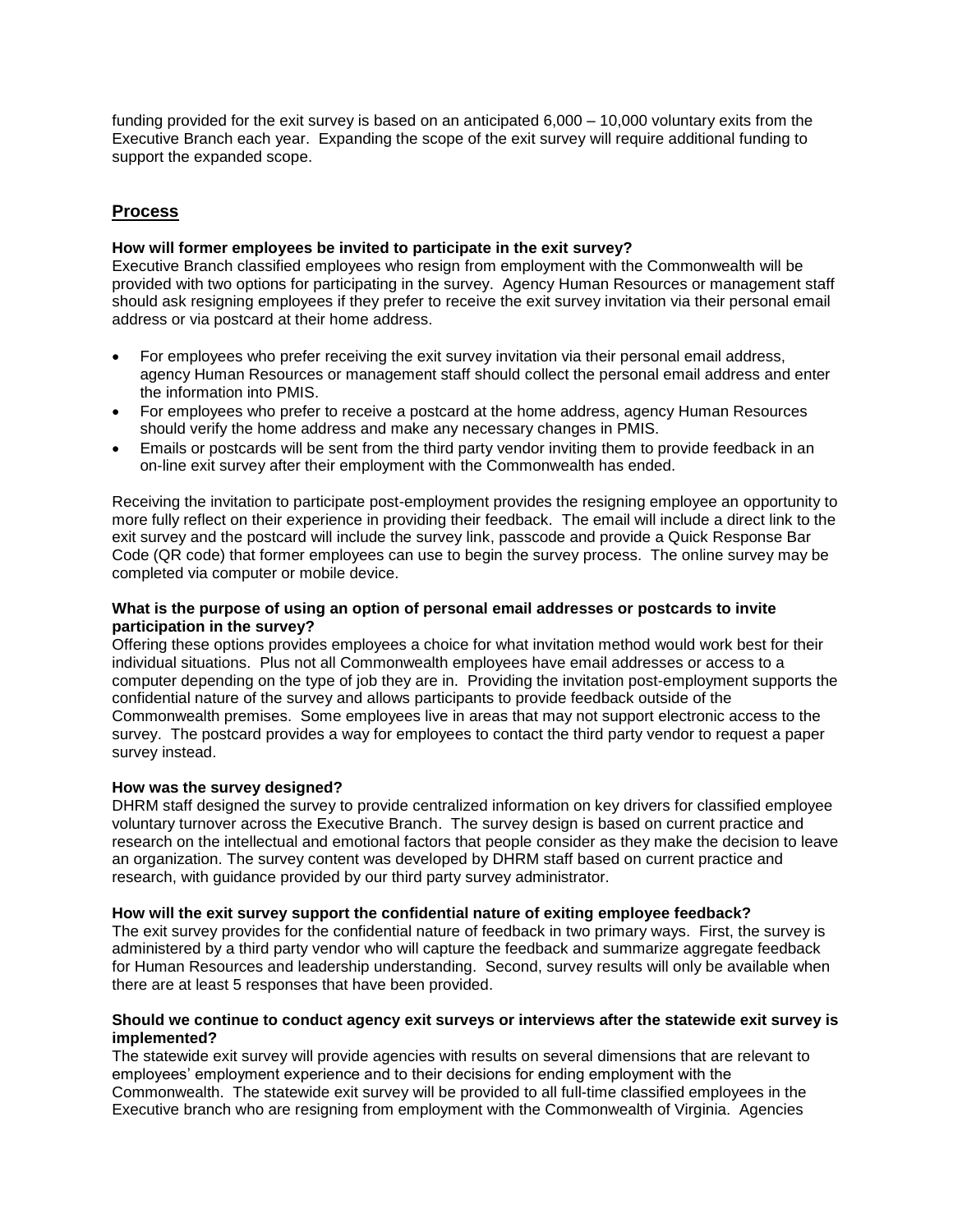funding provided for the exit survey is based on an anticipated 6,000 – 10,000 voluntary exits from the Executive Branch each year. Expanding the scope of the exit survey will require additional funding to support the expanded scope.

## Process

**How will former employees be invited to participate in the exit survey?**
Executive Branch classified employees who resign from employment with the Commonwealth will be provided with two options for participating in the survey. Agency Human Resources or management staff should ask resigning employees if they prefer to receive the exit survey invitation via their personal email address or via postcard at their home address.

- For employees who prefer receiving the exit survey invitation via their personal email address, agency Human Resources or management staff should collect the personal email address and enter the information into PMIS.
- For employees who prefer to receive a postcard at the home address, agency Human Resources should verify the home address and make any necessary changes in PMIS.
- Emails or postcards will be sent from the third party vendor inviting them to provide feedback in an on-line exit survey after their employment with the Commonwealth has ended.

Receiving the invitation to participate post-employment provides the resigning employee an opportunity to more fully reflect on their experience in providing their feedback. The email will include a direct link to the exit survey and the postcard will include the survey link, passcode and provide a Quick Response Bar Code (QR code) that former employees can use to begin the survey process. The online survey may be completed via computer or mobile device.

**What is the purpose of using an option of personal email addresses or postcards to invite participation in the survey?**
Offering these options provides employees a choice for what invitation method would work best for their individual situations. Plus not all Commonwealth employees have email addresses or access to a computer depending on the type of job they are in. Providing the invitation post-employment supports the confidential nature of the survey and allows participants to provide feedback outside of the Commonwealth premises. Some employees live in areas that may not support electronic access to the survey. The postcard provides a way for employees to contact the third party vendor to request a paper survey instead.

**How was the survey designed?**
DHRM staff designed the survey to provide centralized information on key drivers for classified employee voluntary turnover across the Executive Branch. The survey design is based on current practice and research on the intellectual and emotional factors that people consider as they make the decision to leave an organization. The survey content was developed by DHRM staff based on current practice and research, with guidance provided by our third party survey administrator.

**How will the exit survey support the confidential nature of exiting employee feedback?**
The exit survey provides for the confidential nature of feedback in two primary ways. First, the survey is administered by a third party vendor who will capture the feedback and summarize aggregate feedback for Human Resources and leadership understanding. Second, survey results will only be available when there are at least 5 responses that have been provided.

**Should we continue to conduct agency exit surveys or interviews after the statewide exit survey is implemented?**
The statewide exit survey will provide agencies with results on several dimensions that are relevant to employees' employment experience and to their decisions for ending employment with the Commonwealth. The statewide exit survey will be provided to all full-time classified employees in the Executive branch who are resigning from employment with the Commonwealth of Virginia. Agencies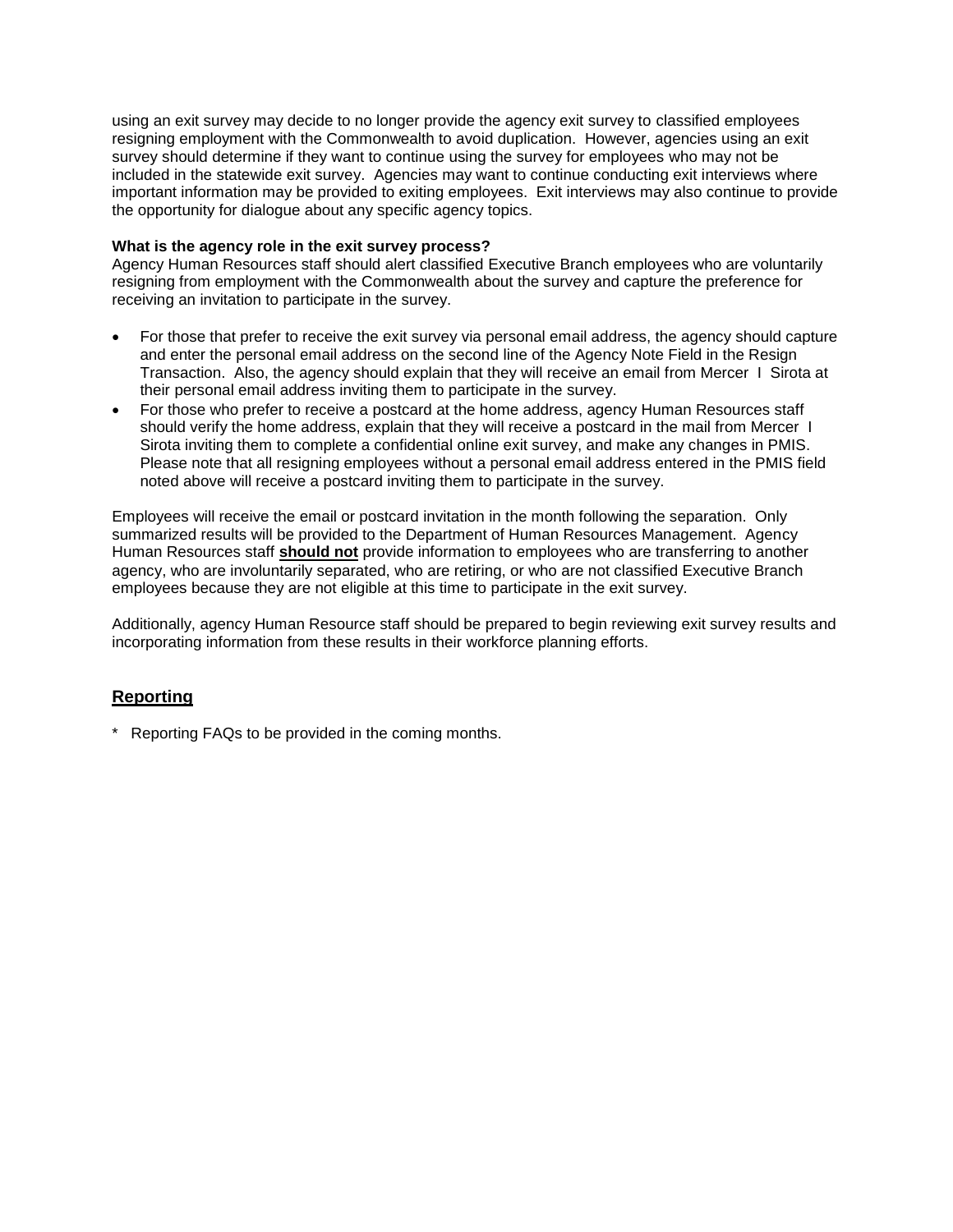using an exit survey may decide to no longer provide the agency exit survey to classified employees resigning employment with the Commonwealth to avoid duplication. However, agencies using an exit survey should determine if they want to continue using the survey for employees who may not be included in the statewide exit survey. Agencies may want to continue conducting exit interviews where important information may be provided to exiting employees. Exit interviews may also continue to provide the opportunity for dialogue about any specific agency topics.

**What is the agency role in the exit survey process?**
Agency Human Resources staff should alert classified Executive Branch employees who are voluntarily resigning from employment with the Commonwealth about the survey and capture the preference for receiving an invitation to participate in the survey.

- For those that prefer to receive the exit survey via personal email address, the agency should capture and enter the personal email address on the second line of the Agency Note Field in the Resign Transaction. Also, the agency should explain that they will receive an email from Mercer I Sirota at their personal email address inviting them to participate in the survey.
- For those who prefer to receive a postcard at the home address, agency Human Resources staff should verify the home address, explain that they will receive a postcard in the mail from Mercer I Sirota inviting them to complete a confidential online exit survey, and make any changes in PMIS. Please note that all resigning employees without a personal email address entered in the PMIS field noted above will receive a postcard inviting them to participate in the survey.

Employees will receive the email or postcard invitation in the month following the separation. Only summarized results will be provided to the Department of Human Resources Management. Agency Human Resources staff **should not** provide information to employees who are transferring to another agency, who are involuntarily separated, who are retiring, or who are not classified Executive Branch employees because they are not eligible at this time to participate in the exit survey.

Additionally, agency Human Resource staff should be prepared to begin reviewing exit survey results and incorporating information from these results in their workforce planning efforts.

## Reporting

* Reporting FAQs to be provided in the coming months.